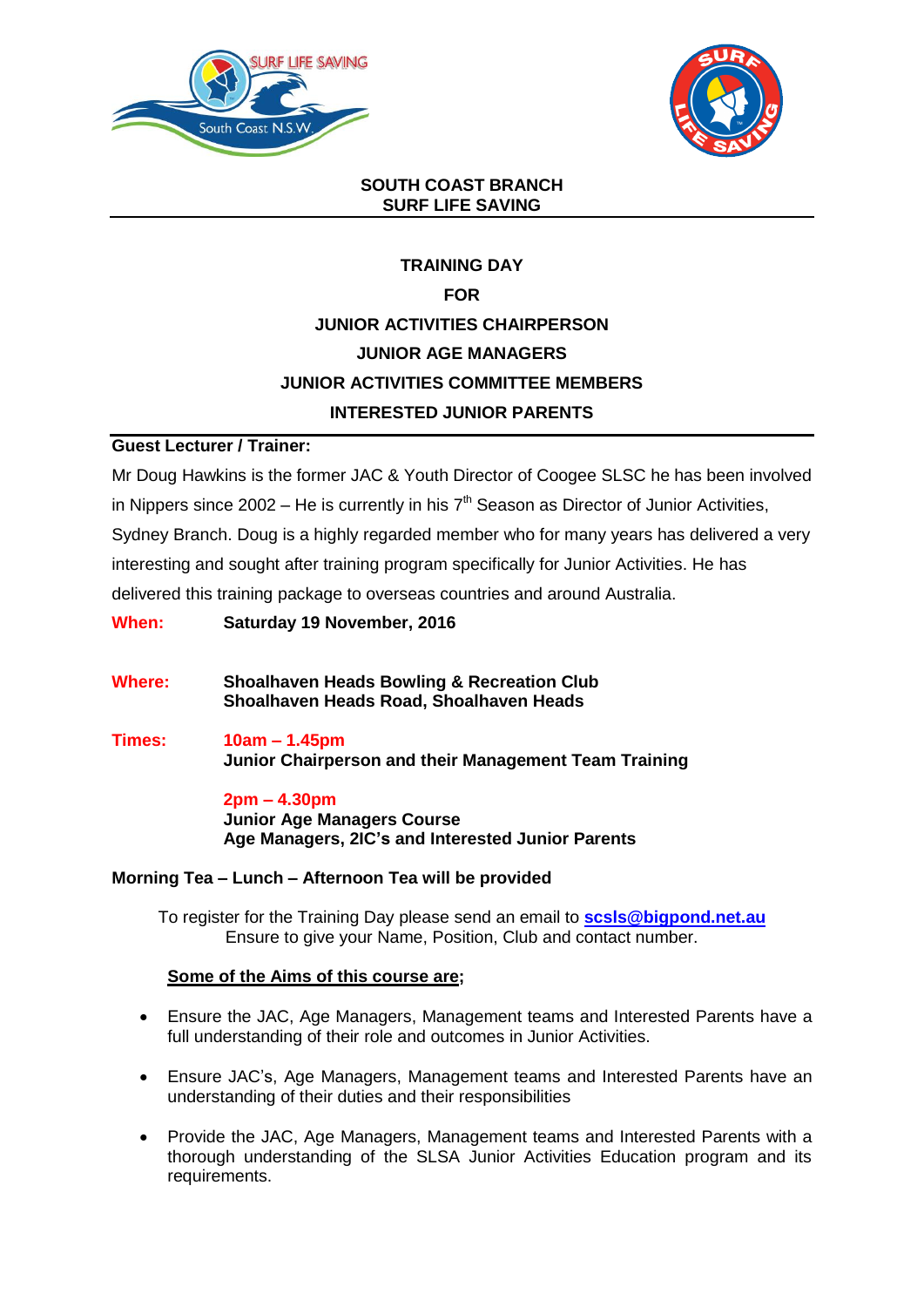**SOUTH COAST BRANCH**
**SURF LIFE SAVING**

# TRAINING DAY
# FOR
# JUNIOR ACTIVITIES CHAIRPERSON
# JUNIOR AGE MANAGERS
# JUNIOR ACTIVITIES COMMITTEE MEMBERS
# INTERESTED JUNIOR PARENTS

**Guest Lecturer / Trainer:**

Mr Doug Hawkins is the former JAC & Youth Director of Coogee SLSC he has been involved in Nippers since 2002 – He is currently in his 7th Season as Director of Junior Activities, Sydney Branch. Doug is a highly regarded member who for many years has delivered a very interesting and sought after training program specifically for Junior Activities. He has delivered this training package to overseas countries and around Australia.

**When:** **Saturday 19 November, 2016**

**Where:** **Shoalhaven Heads Bowling & Recreation Club**
**Shoalhaven Heads Road, Shoalhaven Heads**

**Times:** **10am – 1.45pm**
**Junior Chairperson and their Management Team Training**

**2pm – 4.30pm**
**Junior Age Managers Course**
**Age Managers, 2IC's and Interested Junior Parents**

**Morning Tea – Lunch – Afternoon Tea will be provided**

To register for the Training Day please send an email to **scsls@bigpond.net.au**
Ensure to give your Name, Position, Club and contact number.

**Some of the Aims of this course are;**

- Ensure the JAC, Age Managers, Management teams and Interested Parents have a full understanding of their role and outcomes in Junior Activities.
- Ensure JAC's, Age Managers, Management teams and Interested Parents have an understanding of their duties and their responsibilities
- Provide the JAC, Age Managers, Management teams and Interested Parents with a thorough understanding of the SLSA Junior Activities Education program and its requirements.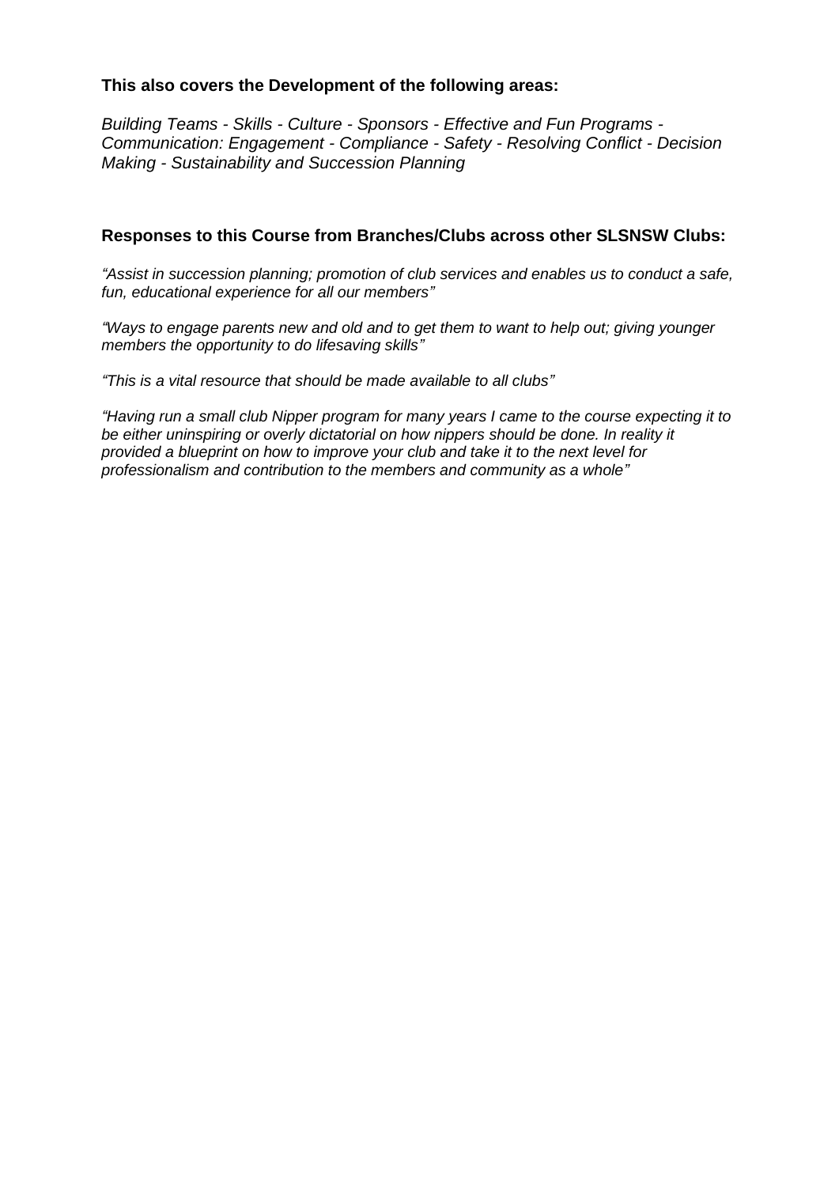**This also covers the Development of the following areas:**

*Building Teams - Skills - Culture - Sponsors - Effective and Fun Programs - Communication: Engagement - Compliance - Safety - Resolving Conflict - Decision Making - Sustainability and Succession Planning*

**Responses to this Course from Branches/Clubs across other SLSNSW Clubs:**

*"Assist in succession planning; promotion of club services and enables us to conduct a safe, fun, educational experience for all our members"*

*"Ways to engage parents new and old and to get them to want to help out; giving younger members the opportunity to do lifesaving skills"*

*"This is a vital resource that should be made available to all clubs"*

*"Having run a small club Nipper program for many years I came to the course expecting it to be either uninspiring or overly dictatorial on how nippers should be done. In reality it provided a blueprint on how to improve your club and take it to the next level for professionalism and contribution to the members and community as a whole"*